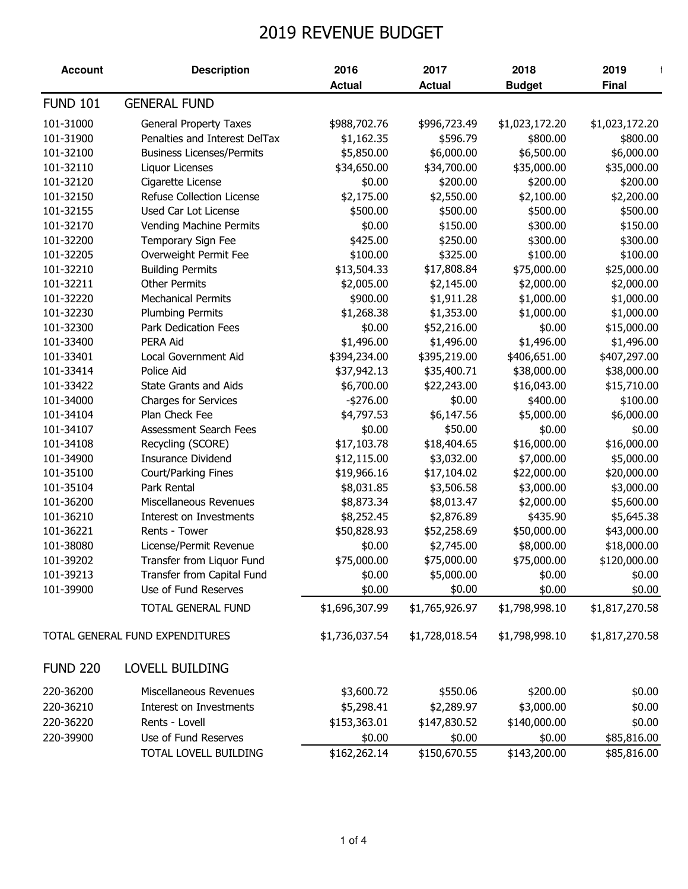# 2019 REVENUE BUDGET

| Account | Description | 2016 Actual | 2017 Actual | 2018 Budget | 2019 Final |
|---|---|---|---|---|---|
| FUND 101 | GENERAL FUND | | | | |
| 101-31000 | General Property Taxes | $988,702.76 | $996,723.49 | $1,023,172.20 | $1,023,172.20 |
| 101-31900 | Penalties and Interest DelTax | $1,162.35 | $596.79 | $800.00 | $800.00 |
| 101-32100 | Business Licenses/Permits | $5,850.00 | $6,000.00 | $6,500.00 | $6,000.00 |
| 101-32110 | Liquor Licenses | $34,650.00 | $34,700.00 | $35,000.00 | $35,000.00 |
| 101-32120 | Cigarette License | $0.00 | $200.00 | $200.00 | $200.00 |
| 101-32150 | Refuse Collection License | $2,175.00 | $2,550.00 | $2,100.00 | $2,200.00 |
| 101-32155 | Used Car Lot License | $500.00 | $500.00 | $500.00 | $500.00 |
| 101-32170 | Vending Machine Permits | $0.00 | $150.00 | $300.00 | $150.00 |
| 101-32200 | Temporary Sign Fee | $425.00 | $250.00 | $300.00 | $300.00 |
| 101-32205 | Overweight Permit Fee | $100.00 | $325.00 | $100.00 | $100.00 |
| 101-32210 | Building Permits | $13,504.33 | $17,808.84 | $75,000.00 | $25,000.00 |
| 101-32211 | Other Permits | $2,005.00 | $2,145.00 | $2,000.00 | $2,000.00 |
| 101-32220 | Mechanical Permits | $900.00 | $1,911.28 | $1,000.00 | $1,000.00 |
| 101-32230 | Plumbing Permits | $1,268.38 | $1,353.00 | $1,000.00 | $1,000.00 |
| 101-32300 | Park Dedication Fees | $0.00 | $52,216.00 | $0.00 | $15,000.00 |
| 101-33400 | PERA Aid | $1,496.00 | $1,496.00 | $1,496.00 | $1,496.00 |
| 101-33401 | Local Government Aid | $394,234.00 | $395,219.00 | $406,651.00 | $407,297.00 |
| 101-33414 | Police Aid | $37,942.13 | $35,400.71 | $38,000.00 | $38,000.00 |
| 101-33422 | State Grants and Aids | $6,700.00 | $22,243.00 | $16,043.00 | $15,710.00 |
| 101-34000 | Charges for Services | -$276.00 | $0.00 | $400.00 | $100.00 |
| 101-34104 | Plan Check Fee | $4,797.53 | $6,147.56 | $5,000.00 | $6,000.00 |
| 101-34107 | Assessment Search Fees | $0.00 | $50.00 | $0.00 | $0.00 |
| 101-34108 | Recycling (SCORE) | $17,103.78 | $18,404.65 | $16,000.00 | $16,000.00 |
| 101-34900 | Insurance Dividend | $12,115.00 | $3,032.00 | $7,000.00 | $5,000.00 |
| 101-35100 | Court/Parking Fines | $19,966.16 | $17,104.02 | $22,000.00 | $20,000.00 |
| 101-35104 | Park Rental | $8,031.85 | $3,506.58 | $3,000.00 | $3,000.00 |
| 101-36200 | Miscellaneous Revenues | $8,873.34 | $8,013.47 | $2,000.00 | $5,600.00 |
| 101-36210 | Interest on Investments | $8,252.45 | $2,876.89 | $435.90 | $5,645.38 |
| 101-36221 | Rents - Tower | $50,828.93 | $52,258.69 | $50,000.00 | $43,000.00 |
| 101-38080 | License/Permit Revenue | $0.00 | $2,745.00 | $8,000.00 | $18,000.00 |
| 101-39202 | Transfer from Liquor Fund | $75,000.00 | $75,000.00 | $75,000.00 | $120,000.00 |
| 101-39213 | Transfer from Capital Fund | $0.00 | $5,000.00 | $0.00 | $0.00 |
| 101-39900 | Use of Fund Reserves | $0.00 | $0.00 | $0.00 | $0.00 |
| | TOTAL GENERAL FUND | $1,696,307.99 | $1,765,926.97 | $1,798,998.10 | $1,817,270.58 |
| TOTAL GENERAL FUND EXPENDITURES | | $1,736,037.54 | $1,728,018.54 | $1,798,998.10 | $1,817,270.58 |
| FUND 220 | LOVELL BUILDING | | | | |
| 220-36200 | Miscellaneous Revenues | $3,600.72 | $550.06 | $200.00 | $0.00 |
| 220-36210 | Interest on Investments | $5,298.41 | $2,289.97 | $3,000.00 | $0.00 |
| 220-36220 | Rents - Lovell | $153,363.01 | $147,830.52 | $140,000.00 | $0.00 |
| 220-39900 | Use of Fund Reserves | $0.00 | $0.00 | $0.00 | $85,816.00 |
| | TOTAL LOVELL BUILDING | $162,262.14 | $150,670.55 | $143,200.00 | $85,816.00 |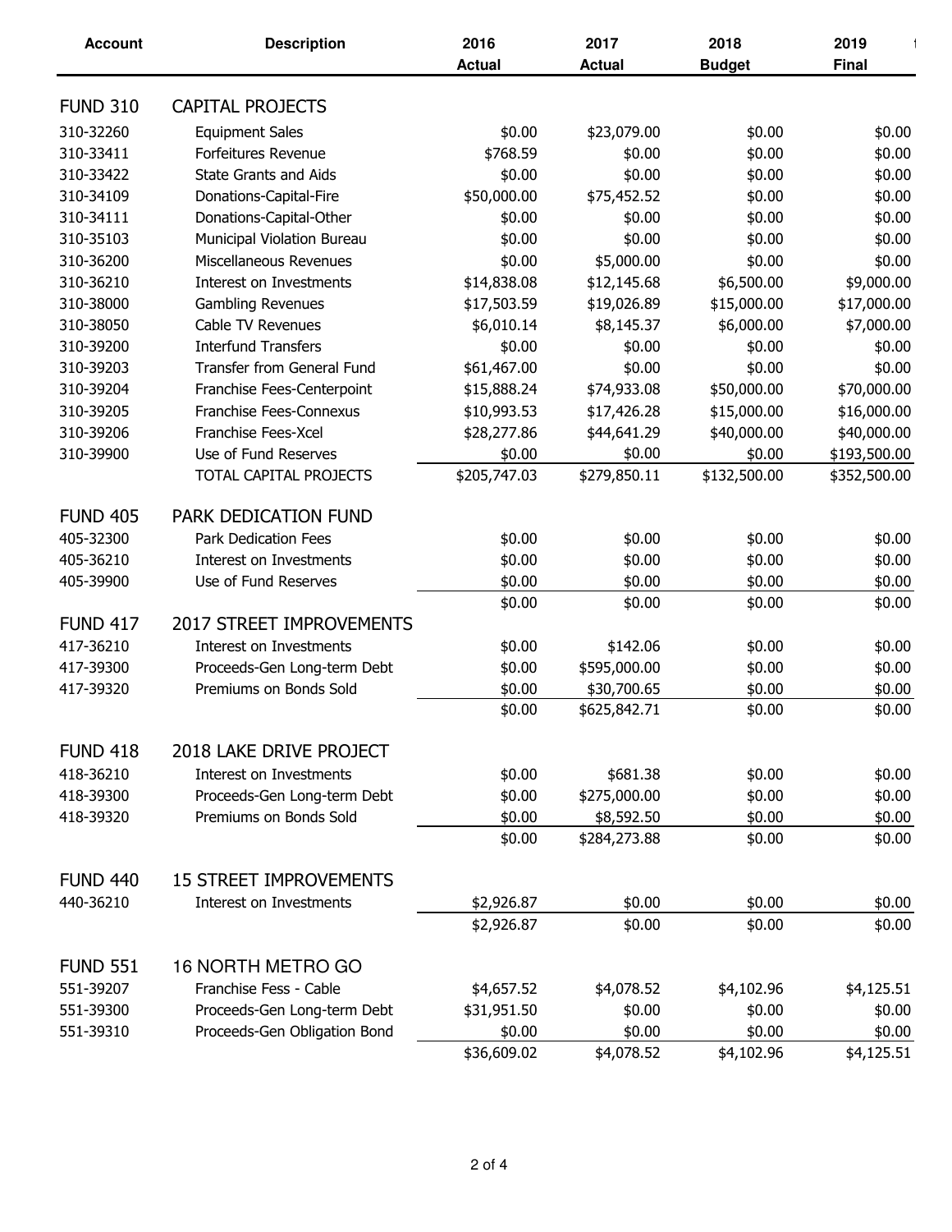| Account | Description | 2016 Actual | 2017 Actual | 2018 Budget | 2019 Final |
|---|---|---|---|---|---|
| FUND 310 | CAPITAL PROJECTS | | | | |
| 310-32260 | Equipment Sales | $0.00 | $23,079.00 | $0.00 | $0.00 |
| 310-33411 | Forfeitures Revenue | $768.59 | $0.00 | $0.00 | $0.00 |
| 310-33422 | State Grants and Aids | $0.00 | $0.00 | $0.00 | $0.00 |
| 310-34109 | Donations-Capital-Fire | $50,000.00 | $75,452.52 | $0.00 | $0.00 |
| 310-34111 | Donations-Capital-Other | $0.00 | $0.00 | $0.00 | $0.00 |
| 310-35103 | Municipal Violation Bureau | $0.00 | $0.00 | $0.00 | $0.00 |
| 310-36200 | Miscellaneous Revenues | $0.00 | $5,000.00 | $0.00 | $0.00 |
| 310-36210 | Interest on Investments | $14,838.08 | $12,145.68 | $6,500.00 | $9,000.00 |
| 310-38000 | Gambling Revenues | $17,503.59 | $19,026.89 | $15,000.00 | $17,000.00 |
| 310-38050 | Cable TV Revenues | $6,010.14 | $8,145.37 | $6,000.00 | $7,000.00 |
| 310-39200 | Interfund Transfers | $0.00 | $0.00 | $0.00 | $0.00 |
| 310-39203 | Transfer from General Fund | $61,467.00 | $0.00 | $0.00 | $0.00 |
| 310-39204 | Franchise Fees-Centerpoint | $15,888.24 | $74,933.08 | $50,000.00 | $70,000.00 |
| 310-39205 | Franchise Fees-Connexus | $10,993.53 | $17,426.28 | $15,000.00 | $16,000.00 |
| 310-39206 | Franchise Fees-Xcel | $28,277.86 | $44,641.29 | $40,000.00 | $40,000.00 |
| 310-39900 | Use of Fund Reserves | $0.00 | $0.00 | $0.00 | $193,500.00 |
| | TOTAL CAPITAL PROJECTS | $205,747.03 | $279,850.11 | $132,500.00 | $352,500.00 |
| FUND 405 | PARK DEDICATION FUND | | | | |
| 405-32300 | Park Dedication Fees | $0.00 | $0.00 | $0.00 | $0.00 |
| 405-36210 | Interest on Investments | $0.00 | $0.00 | $0.00 | $0.00 |
| 405-39900 | Use of Fund Reserves | $0.00 | $0.00 | $0.00 | $0.00 |
| | | $0.00 | $0.00 | $0.00 | $0.00 |
| FUND 417 | 2017 STREET IMPROVEMENTS | | | | |
| 417-36210 | Interest on Investments | $0.00 | $142.06 | $0.00 | $0.00 |
| 417-39300 | Proceeds-Gen Long-term Debt | $0.00 | $595,000.00 | $0.00 | $0.00 |
| 417-39320 | Premiums on Bonds Sold | $0.00 | $30,700.65 | $0.00 | $0.00 |
| | | $0.00 | $625,842.71 | $0.00 | $0.00 |
| FUND 418 | 2018 LAKE DRIVE PROJECT | | | | |
| 418-36210 | Interest on Investments | $0.00 | $681.38 | $0.00 | $0.00 |
| 418-39300 | Proceeds-Gen Long-term Debt | $0.00 | $275,000.00 | $0.00 | $0.00 |
| 418-39320 | Premiums on Bonds Sold | $0.00 | $8,592.50 | $0.00 | $0.00 |
| | | $0.00 | $284,273.88 | $0.00 | $0.00 |
| FUND 440 | 15 STREET IMPROVEMENTS | | | | |
| 440-36210 | Interest on Investments | $2,926.87 | $0.00 | $0.00 | $0.00 |
| | | $2,926.87 | $0.00 | $0.00 | $0.00 |
| FUND 551 | 16 NORTH METRO GO | | | | |
| 551-39207 | Franchise Fess - Cable | $4,657.52 | $4,078.52 | $4,102.96 | $4,125.51 |
| 551-39300 | Proceeds-Gen Long-term Debt | $31,951.50 | $0.00 | $0.00 | $0.00 |
| 551-39310 | Proceeds-Gen Obligation Bond | $0.00 | $0.00 | $0.00 | $0.00 |
| | | $36,609.02 | $4,078.52 | $4,102.96 | $4,125.51 |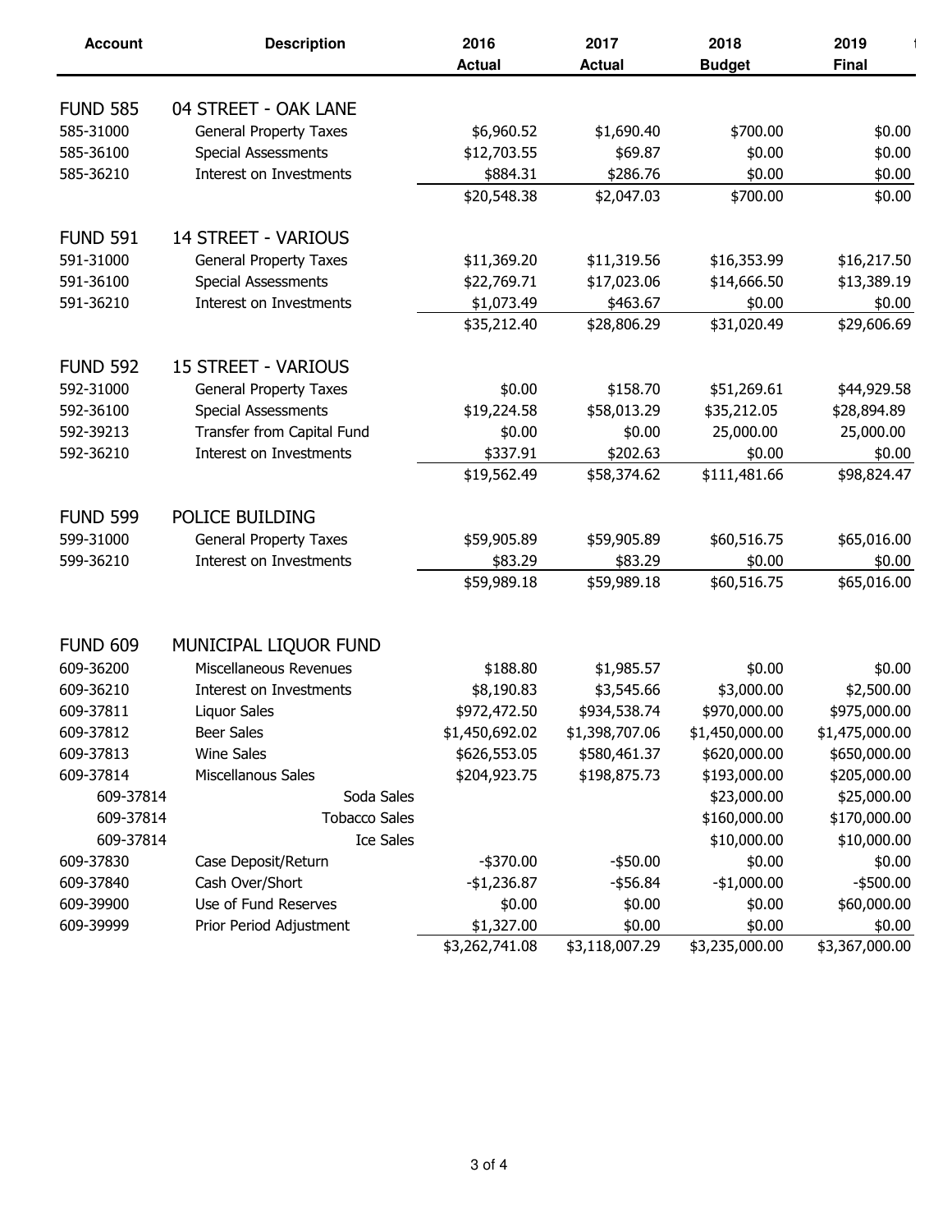| Account | Description | 2016 Actual | 2017 Actual | 2018 Budget | 2019 Final |
|---|---|---|---|---|---|
| FUND 585 | 04 STREET - OAK LANE | | | | |
| 585-31000 | General Property Taxes | $6,960.52 | $1,690.40 | $700.00 | $0.00 |
| 585-36100 | Special Assessments | $12,703.55 | $69.87 | $0.00 | $0.00 |
| 585-36210 | Interest on Investments | $884.31 | $286.76 | $0.00 | $0.00 |
| | | $20,548.38 | $2,047.03 | $700.00 | $0.00 |
| FUND 591 | 14 STREET - VARIOUS | | | | |
| 591-31000 | General Property Taxes | $11,369.20 | $11,319.56 | $16,353.99 | $16,217.50 |
| 591-36100 | Special Assessments | $22,769.71 | $17,023.06 | $14,666.50 | $13,389.19 |
| 591-36210 | Interest on Investments | $1,073.49 | $463.67 | $0.00 | $0.00 |
| | | $35,212.40 | $28,806.29 | $31,020.49 | $29,606.69 |
| FUND 592 | 15 STREET - VARIOUS | | | | |
| 592-31000 | General Property Taxes | $0.00 | $158.70 | $51,269.61 | $44,929.58 |
| 592-36100 | Special Assessments | $19,224.58 | $58,013.29 | $35,212.05 | $28,894.89 |
| 592-39213 | Transfer from Capital Fund | $0.00 | $0.00 | 25,000.00 | 25,000.00 |
| 592-36210 | Interest on Investments | $337.91 | $202.63 | $0.00 | $0.00 |
| | | $19,562.49 | $58,374.62 | $111,481.66 | $98,824.47 |
| FUND 599 | POLICE BUILDING | | | | |
| 599-31000 | General Property Taxes | $59,905.89 | $59,905.89 | $60,516.75 | $65,016.00 |
| 599-36210 | Interest on Investments | $83.29 | $83.29 | $0.00 | $0.00 |
| | | $59,989.18 | $59,989.18 | $60,516.75 | $65,016.00 |
| FUND 609 | MUNICIPAL LIQUOR FUND | | | | |
| 609-36200 | Miscellaneous Revenues | $188.80 | $1,985.57 | $0.00 | $0.00 |
| 609-36210 | Interest on Investments | $8,190.83 | $3,545.66 | $3,000.00 | $2,500.00 |
| 609-37811 | Liquor Sales | $972,472.50 | $934,538.74 | $970,000.00 | $975,000.00 |
| 609-37812 | Beer Sales | $1,450,692.02 | $1,398,707.06 | $1,450,000.00 | $1,475,000.00 |
| 609-37813 | Wine Sales | $626,553.05 | $580,461.37 | $620,000.00 | $650,000.00 |
| 609-37814 | Miscellanous Sales | $204,923.75 | $198,875.73 | $193,000.00 | $205,000.00 |
| 609-37814 | Soda Sales | | | $23,000.00 | $25,000.00 |
| 609-37814 | Tobacco Sales | | | $160,000.00 | $170,000.00 |
| 609-37814 | Ice Sales | | | $10,000.00 | $10,000.00 |
| 609-37830 | Case Deposit/Return | -$370.00 | -$50.00 | $0.00 | $0.00 |
| 609-37840 | Cash Over/Short | -$1,236.87 | -$56.84 | -$1,000.00 | -$500.00 |
| 609-39900 | Use of Fund Reserves | $0.00 | $0.00 | $0.00 | $60,000.00 |
| 609-39999 | Prior Period Adjustment | $1,327.00 | $0.00 | $0.00 | $0.00 |
| | | $3,262,741.08 | $3,118,007.29 | $3,235,000.00 | $3,367,000.00 |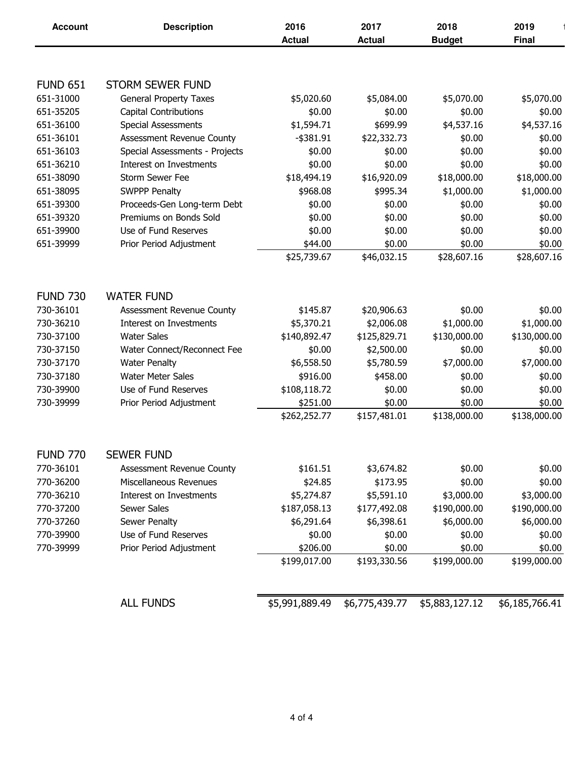| Account | Description | 2016 Actual | 2017 Actual | 2018 Budget | 2019 Final |
|---|---|---|---|---|---|
| FUND 651 | STORM SEWER FUND | | | | |
| 651-31000 | General Property Taxes | $5,020.60 | $5,084.00 | $5,070.00 | $5,070.00 |
| 651-35205 | Capital Contributions | $0.00 | $0.00 | $0.00 | $0.00 |
| 651-36100 | Special Assessments | $1,594.71 | $699.99 | $4,537.16 | $4,537.16 |
| 651-36101 | Assessment Revenue County | -$381.91 | $22,332.73 | $0.00 | $0.00 |
| 651-36103 | Special Assessments - Projects | $0.00 | $0.00 | $0.00 | $0.00 |
| 651-36210 | Interest on Investments | $0.00 | $0.00 | $0.00 | $0.00 |
| 651-38090 | Storm Sewer Fee | $18,494.19 | $16,920.09 | $18,000.00 | $18,000.00 |
| 651-38095 | SWPPP Penalty | $968.08 | $995.34 | $1,000.00 | $1,000.00 |
| 651-39300 | Proceeds-Gen Long-term Debt | $0.00 | $0.00 | $0.00 | $0.00 |
| 651-39320 | Premiums on Bonds Sold | $0.00 | $0.00 | $0.00 | $0.00 |
| 651-39900 | Use of Fund Reserves | $0.00 | $0.00 | $0.00 | $0.00 |
| 651-39999 | Prior Period Adjustment | $44.00 | $0.00 | $0.00 | $0.00 |
| | | $25,739.67 | $46,032.15 | $28,607.16 | $28,607.16 |
| FUND 730 | WATER FUND | | | | |
| 730-36101 | Assessment Revenue County | $145.87 | $20,906.63 | $0.00 | $0.00 |
| 730-36210 | Interest on Investments | $5,370.21 | $2,006.08 | $1,000.00 | $1,000.00 |
| 730-37100 | Water Sales | $140,892.47 | $125,829.71 | $130,000.00 | $130,000.00 |
| 730-37150 | Water Connect/Reconnect Fee | $0.00 | $2,500.00 | $0.00 | $0.00 |
| 730-37170 | Water Penalty | $6,558.50 | $5,780.59 | $7,000.00 | $7,000.00 |
| 730-37180 | Water Meter Sales | $916.00 | $458.00 | $0.00 | $0.00 |
| 730-39900 | Use of Fund Reserves | $108,118.72 | $0.00 | $0.00 | $0.00 |
| 730-39999 | Prior Period Adjustment | $251.00 | $0.00 | $0.00 | $0.00 |
| | | $262,252.77 | $157,481.01 | $138,000.00 | $138,000.00 |
| FUND 770 | SEWER FUND | | | | |
| 770-36101 | Assessment Revenue County | $161.51 | $3,674.82 | $0.00 | $0.00 |
| 770-36200 | Miscellaneous Revenues | $24.85 | $173.95 | $0.00 | $0.00 |
| 770-36210 | Interest on Investments | $5,274.87 | $5,591.10 | $3,000.00 | $3,000.00 |
| 770-37200 | Sewer Sales | $187,058.13 | $177,492.08 | $190,000.00 | $190,000.00 |
| 770-37260 | Sewer Penalty | $6,291.64 | $6,398.61 | $6,000.00 | $6,000.00 |
| 770-39900 | Use of Fund Reserves | $0.00 | $0.00 | $0.00 | $0.00 |
| 770-39999 | Prior Period Adjustment | $206.00 | $0.00 | $0.00 | $0.00 |
| | | $199,017.00 | $193,330.56 | $199,000.00 | $199,000.00 |
| | ALL FUNDS | $5,991,889.49 | $6,775,439.77 | $5,883,127.12 | $6,185,766.41 |